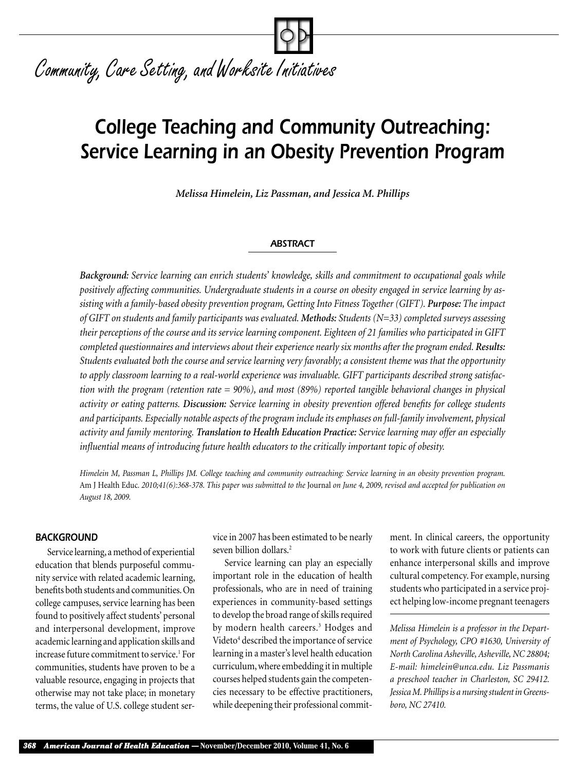Community, Care Setting, and Worksite Initiatives

# College Teaching and Community Outreaching: Service Learning in an Obesity Prevention Program

*Melissa Himelein, Liz Passman, and Jessica M. Phillips*

## ABSTRACT

***Background:*** *Service learning can enrich students' knowledge, skills and commitment to occupational goals while positively affecting communities. Undergraduate students in a course on obesity engaged in service learning by assisting with a family-based obesity prevention program, Getting Into Fitness Together (GIFT).* ***Purpose:*** *The impact of GIFT on students and family participants was evaluated.* ***Methods:*** *Students (N=33) completed surveys assessing their perceptions of the course and its service learning component. Eighteen of 21 families who participated in GIFT completed questionnaires and interviews about their experience nearly six months after the program ended.* ***Results:*** *Students evaluated both the course and service learning very favorably; a consistent theme was that the opportunity to apply classroom learning to a real-world experience was invaluable. GIFT participants described strong satisfaction with the program (retention rate = 90%), and most (89%) reported tangible behavioral changes in physical activity or eating patterns.* ***Discussion:*** *Service learning in obesity prevention offered benefits for college students and participants. Especially notable aspects of the program include its emphases on full-family involvement, physical activity and family mentoring.* ***Translation to Health Education Practice:*** *Service learning may offer an especially influential means of introducing future health educators to the critically important topic of obesity.*

*Himelein M, Passman L, Phillips JM. College teaching and community outreaching: Service learning in an obesity prevention program.* Am J Health Educ. *2010;41(6):368-378. This paper was submitted to the* Journal *on June 4, 2009, revised and accepted for publication on August 18, 2009.*

## BACKGROUND

Service learning, a method of experiential education that blends purposeful community service with related academic learning, benefits both students and communities. On college campuses, service learning has been found to positively affect students' personal and interpersonal development, improve academic learning and application skills and increase future commitment to service.[1] For communities, students have proven to be a valuable resource, engaging in projects that otherwise may not take place; in monetary terms, the value of U.S. college student service in 2007 has been estimated to be nearly seven billion dollars.[2]

Service learning can play an especially important role in the education of health professionals, who are in need of training experiences in community-based settings to develop the broad range of skills required by modern health careers.[3] Hodges and Videto[4] described the importance of service learning in a master's level health education curriculum, where embedding it in multiple courses helped students gain the competencies necessary to be effective practitioners, while deepening their professional commitment. In clinical careers, the opportunity to work with future clients or patients can enhance interpersonal skills and improve cultural competency. For example, nursing students who participated in a service project helping low-income pregnant teenagers

*Melissa Himelein is a professor in the Department of Psychology, CPO #1630, University of North Carolina Asheville, Asheville, NC 28804; E-mail: himelein@unca.edu. Liz Passmanis a preschool teacher in Charleston, SC 29412. Jessica M. Phillips is a nursing student in Greensboro, NC 27410.*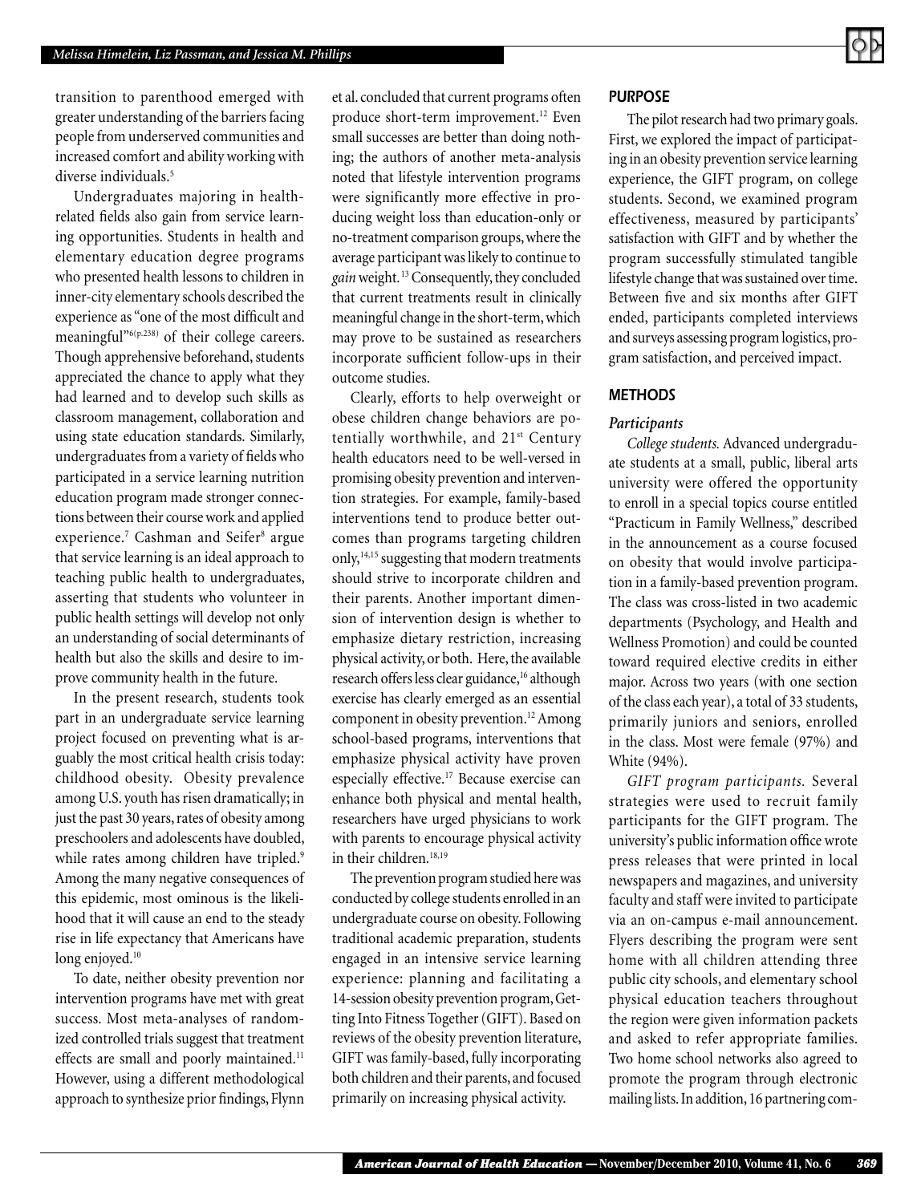transition to parenthood emerged with greater understanding of the barriers facing people from underserved communities and increased comfort and ability working with diverse individuals.[5]

Undergraduates majoring in health-related fields also gain from service learning opportunities. Students in health and elementary education degree programs who presented health lessons to children in inner-city elementary schools described the experience as "one of the most difficult and meaningful"[6(p.238)] of their college careers. Though apprehensive beforehand, students appreciated the chance to apply what they had learned and to develop such skills as classroom management, collaboration and using state education standards. Similarly, undergraduates from a variety of fields who participated in a service learning nutrition education program made stronger connections between their course work and applied experience.[7] Cashman and Seifer[8] argue that service learning is an ideal approach to teaching public health to undergraduates, asserting that students who volunteer in public health settings will develop not only an understanding of social determinants of health but also the skills and desire to improve community health in the future.

In the present research, students took part in an undergraduate service learning project focused on preventing what is arguably the most critical health crisis today: childhood obesity. Obesity prevalence among U.S. youth has risen dramatically; in just the past 30 years, rates of obesity among preschoolers and adolescents have doubled, while rates among children have tripled.[9] Among the many negative consequences of this epidemic, most ominous is the likelihood that it will cause an end to the steady rise in life expectancy that Americans have long enjoyed.[10]

To date, neither obesity prevention nor intervention programs have met with great success. Most meta-analyses of randomized controlled trials suggest that treatment effects are small and poorly maintained.[11] However, using a different methodological approach to synthesize prior findings, Flynn et al. concluded that current programs often produce short-term improvement.[12] Even small successes are better than doing nothing; the authors of another meta-analysis noted that lifestyle intervention programs were significantly more effective in producing weight loss than education-only or no-treatment comparison groups, where the average participant was likely to continue to *gain* weight.[13] Consequently, they concluded that current treatments result in clinically meaningful change in the short-term, which may prove to be sustained as researchers incorporate sufficient follow-ups in their outcome studies.

Clearly, efforts to help overweight or obese children change behaviors are potentially worthwhile, and 21st Century health educators need to be well-versed in promising obesity prevention and intervention strategies. For example, family-based interventions tend to produce better outcomes than programs targeting children only,[14,15] suggesting that modern treatments should strive to incorporate children and their parents. Another important dimension of intervention design is whether to emphasize dietary restriction, increasing physical activity, or both. Here, the available research offers less clear guidance,[16] although exercise has clearly emerged as an essential component in obesity prevention.[12] Among school-based programs, interventions that emphasize physical activity have proven especially effective.[17] Because exercise can enhance both physical and mental health, researchers have urged physicians to work with parents to encourage physical activity in their children.[18,19]

The prevention program studied here was conducted by college students enrolled in an undergraduate course on obesity. Following traditional academic preparation, students engaged in an intensive service learning experience: planning and facilitating a 14-session obesity prevention program, Getting Into Fitness Together (GIFT). Based on reviews of the obesity prevention literature, GIFT was family-based, fully incorporating both children and their parents, and focused primarily on increasing physical activity.

## PURPOSE

The pilot research had two primary goals. First, we explored the impact of participating in an obesity prevention service learning experience, the GIFT program, on college students. Second, we examined program effectiveness, measured by participants' satisfaction with GIFT and by whether the program successfully stimulated tangible lifestyle change that was sustained over time. Between five and six months after GIFT ended, participants completed interviews and surveys assessing program logistics, program satisfaction, and perceived impact.

## METHODS

### Participants

*College students.* Advanced undergraduate students at a small, public, liberal arts university were offered the opportunity to enroll in a special topics course entitled "Practicum in Family Wellness," described in the announcement as a course focused on obesity that would involve participation in a family-based prevention program. The class was cross-listed in two academic departments (Psychology, and Health and Wellness Promotion) and could be counted toward required elective credits in either major. Across two years (with one section of the class each year), a total of 33 students, primarily juniors and seniors, enrolled in the class. Most were female (97%) and White (94%).

*GIFT program participants.* Several strategies were used to recruit family participants for the GIFT program. The university's public information office wrote press releases that were printed in local newspapers and magazines, and university faculty and staff were invited to participate via an on-campus e-mail announcement. Flyers describing the program were sent home with all children attending three public city schools, and elementary school physical education teachers throughout the region were given information packets and asked to refer appropriate families. Two home school networks also agreed to promote the program through electronic mailing lists. In addition, 16 partnering com-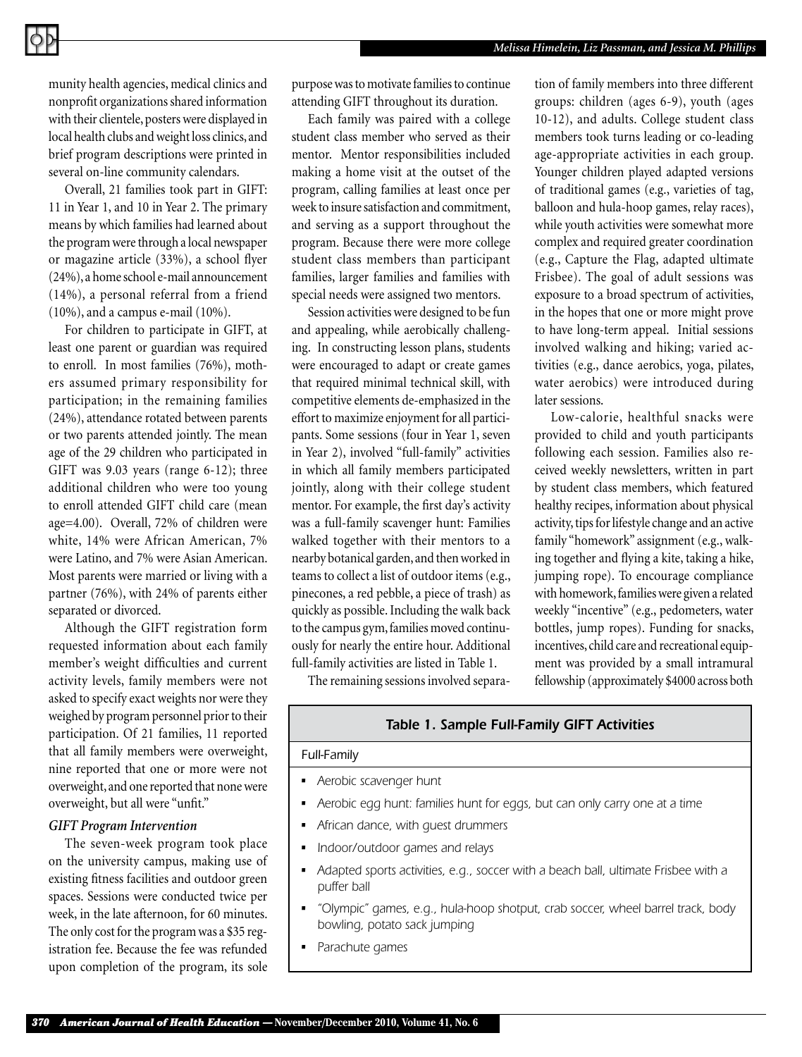munity health agencies, medical clinics and nonprofit organizations shared information with their clientele, posters were displayed in local health clubs and weight loss clinics, and brief program descriptions were printed in several on-line community calendars.

Overall, 21 families took part in GIFT: 11 in Year 1, and 10 in Year 2. The primary means by which families had learned about the program were through a local newspaper or magazine article (33%), a school flyer (24%), a home school e-mail announcement (14%), a personal referral from a friend (10%), and a campus e-mail (10%).

For children to participate in GIFT, at least one parent or guardian was required to enroll. In most families (76%), mothers assumed primary responsibility for participation; in the remaining families (24%), attendance rotated between parents or two parents attended jointly. The mean age of the 29 children who participated in GIFT was 9.03 years (range 6-12); three additional children who were too young to enroll attended GIFT child care (mean age=4.00). Overall, 72% of children were white, 14% were African American, 7% were Latino, and 7% were Asian American. Most parents were married or living with a partner (76%), with 24% of parents either separated or divorced.

Although the GIFT registration form requested information about each family member's weight difficulties and current activity levels, family members were not asked to specify exact weights nor were they weighed by program personnel prior to their participation. Of 21 families, 11 reported that all family members were overweight, nine reported that one or more were not overweight, and one reported that none were overweight, but all were "unfit."

### *GIFT Program Intervention*

The seven-week program took place on the university campus, making use of existing fitness facilities and outdoor green spaces. Sessions were conducted twice per week, in the late afternoon, for 60 minutes. The only cost for the program was a $35 registration fee. Because the fee was refunded upon completion of the program, its sole purpose was to motivate families to continue attending GIFT throughout its duration.

Each family was paired with a college student class member who served as their mentor. Mentor responsibilities included making a home visit at the outset of the program, calling families at least once per week to insure satisfaction and commitment, and serving as a support throughout the program. Because there were more college student class members than participant families, larger families and families with special needs were assigned two mentors.

Session activities were designed to be fun and appealing, while aerobically challenging. In constructing lesson plans, students were encouraged to adapt or create games that required minimal technical skill, with competitive elements de-emphasized in the effort to maximize enjoyment for all participants. Some sessions (four in Year 1, seven in Year 2), involved "full-family" activities in which all family members participated jointly, along with their college student mentor. For example, the first day's activity was a full-family scavenger hunt: Families walked together with their mentors to a nearby botanical garden, and then worked in teams to collect a list of outdoor items (e.g., pinecones, a red pebble, a piece of trash) as quickly as possible. Including the walk back to the campus gym, families moved continuously for nearly the entire hour. Additional full-family activities are listed in Table 1.

The remaining sessions involved separation of family members into three different groups: children (ages 6-9), youth (ages 10-12), and adults. College student class members took turns leading or co-leading age-appropriate activities in each group. Younger children played adapted versions of traditional games (e.g., varieties of tag, balloon and hula-hoop games, relay races), while youth activities were somewhat more complex and required greater coordination (e.g., Capture the Flag, adapted ultimate Frisbee). The goal of adult sessions was exposure to a broad spectrum of activities, in the hopes that one or more might prove to have long-term appeal. Initial sessions involved walking and hiking; varied activities (e.g., dance aerobics, yoga, pilates, water aerobics) were introduced during later sessions.

Low-calorie, healthful snacks were provided to child and youth participants following each session. Families also received weekly newsletters, written in part by student class members, which featured healthy recipes, information about physical activity, tips for lifestyle change and an active family "homework" assignment (e.g., walking together and flying a kite, taking a hike, jumping rope). To encourage compliance with homework, families were given a related weekly "incentive" (e.g., pedometers, water bottles, jump ropes). Funding for snacks, incentives, child care and recreational equipment was provided by a small intramural fellowship (approximately $4000 across both

**Table 1. Sample Full-Family GIFT Activities**

| Full-Family |
| --- |
| ▪ Aerobic scavenger hunt |
| ▪ Aerobic egg hunt: families hunt for eggs, but can only carry one at a time |
| ▪ African dance, with guest drummers |
| ▪ Indoor/outdoor games and relays |
| ▪ Adapted sports activities, e.g., soccer with a beach ball, ultimate Frisbee with a puffer ball |
| ▪ "Olympic" games, e.g., hula-hoop shotput, crab soccer, wheel barrel track, body bowling, potato sack jumping |
| ▪ Parachute games |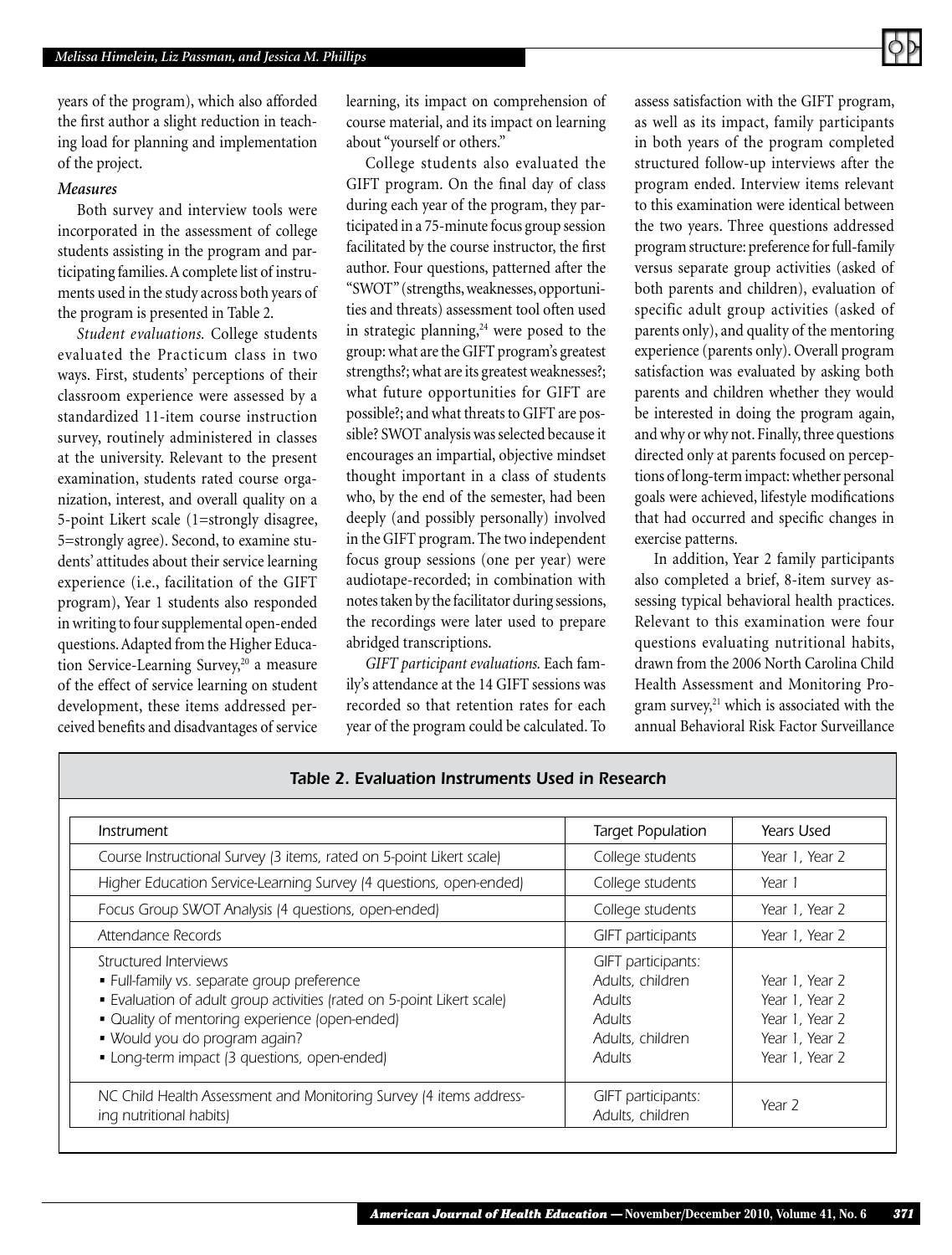years of the program), which also afforded the first author a slight reduction in teaching load for planning and implementation of the project.

### *Measures*

Both survey and interview tools were incorporated in the assessment of college students assisting in the program and participating families. A complete list of instruments used in the study across both years of the program is presented in Table 2.

*Student evaluations.* College students evaluated the Practicum class in two ways. First, students' perceptions of their classroom experience were assessed by a standardized 11-item course instruction survey, routinely administered in classes at the university. Relevant to the present examination, students rated course organization, interest, and overall quality on a 5-point Likert scale (1=strongly disagree, 5=strongly agree). Second, to examine students' attitudes about their service learning experience (i.e., facilitation of the GIFT program), Year 1 students also responded in writing to four supplemental open-ended questions. Adapted from the Higher Education Service-Learning Survey,[20] a measure of the effect of service learning on student development, these items addressed perceived benefits and disadvantages of service learning, its impact on comprehension of course material, and its impact on learning about "yourself or others."

College students also evaluated the GIFT program. On the final day of class during each year of the program, they participated in a 75-minute focus group session facilitated by the course instructor, the first author. Four questions, patterned after the "SWOT" (strengths, weaknesses, opportunities and threats) assessment tool often used in strategic planning,[24] were posed to the group: what are the GIFT program's greatest strengths?; what are its greatest weaknesses?; what future opportunities for GIFT are possible?; and what threats to GIFT are possible? SWOT analysis was selected because it encourages an impartial, objective mindset thought important in a class of students who, by the end of the semester, had been deeply (and possibly personally) involved in the GIFT program. The two independent focus group sessions (one per year) were audiotape-recorded; in combination with notes taken by the facilitator during sessions, the recordings were later used to prepare abridged transcriptions.

*GIFT participant evaluations.* Each family's attendance at the 14 GIFT sessions was recorded so that retention rates for each year of the program could be calculated. To assess satisfaction with the GIFT program, as well as its impact, family participants in both years of the program completed structured follow-up interviews after the program ended. Interview items relevant to this examination were identical between the two years. Three questions addressed program structure: preference for full-family versus separate group activities (asked of both parents and children), evaluation of specific adult group activities (asked of parents only), and quality of the mentoring experience (parents only). Overall program satisfaction was evaluated by asking both parents and children whether they would be interested in doing the program again, and why or why not. Finally, three questions directed only at parents focused on perceptions of long-term impact: whether personal goals were achieved, lifestyle modifications that had occurred and specific changes in exercise patterns.

In addition, Year 2 family participants also completed a brief, 8-item survey assessing typical behavioral health practices. Relevant to this examination were four questions evaluating nutritional habits, drawn from the 2006 North Carolina Child Health Assessment and Monitoring Program survey,[21] which is associated with the annual Behavioral Risk Factor Surveillance

**Table 2. Evaluation Instruments Used in Research**

| Instrument | Target Population | Years Used |
|---|---|---|
| Course Instructional Survey (3 items, rated on 5-point Likert scale) | College students | Year 1, Year 2 |
| Higher Education Service-Learning Survey (4 questions, open-ended) | College students | Year 1 |
| Focus Group SWOT Analysis (4 questions, open-ended) | College students | Year 1, Year 2 |
| Attendance Records | GIFT participants | Year 1, Year 2 |
| Structured Interviews | GIFT participants: | |
| ▪ Full-family vs. separate group preference | Adults, children | Year 1, Year 2 |
| ▪ Evaluation of adult group activities (rated on 5-point Likert scale) | Adults | Year 1, Year 2 |
| ▪ Quality of mentoring experience (open-ended) | Adults | Year 1, Year 2 |
| ▪ Would you do program again? | Adults, children | Year 1, Year 2 |
| ▪ Long-term impact (3 questions, open-ended) | Adults | Year 1, Year 2 |
| NC Child Health Assessment and Monitoring Survey (4 items addressing nutritional habits) | GIFT participants: Adults, children | Year 2 |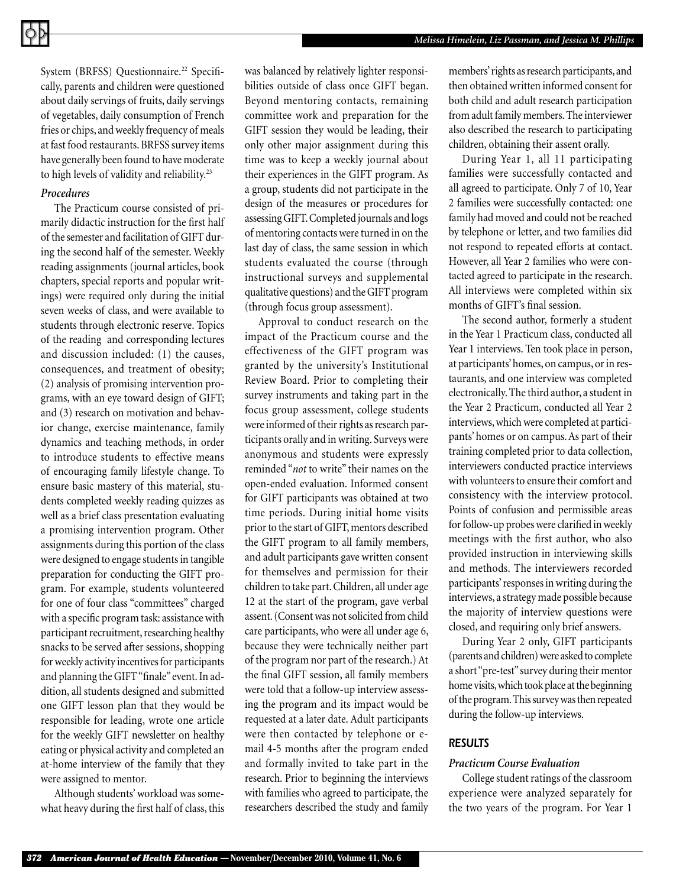System (BRFSS) Questionnaire.[22] Specifically, parents and children were questioned about daily servings of fruits, daily servings of vegetables, daily consumption of French fries or chips, and weekly frequency of meals at fast food restaurants. BRFSS survey items have generally been found to have moderate to high levels of validity and reliability.[23]

### *Procedures*

The Practicum course consisted of primarily didactic instruction for the first half of the semester and facilitation of GIFT during the second half of the semester. Weekly reading assignments (journal articles, book chapters, special reports and popular writings) were required only during the initial seven weeks of class, and were available to students through electronic reserve. Topics of the reading and corresponding lectures and discussion included: (1) the causes, consequences, and treatment of obesity; (2) analysis of promising intervention programs, with an eye toward design of GIFT; and (3) research on motivation and behavior change, exercise maintenance, family dynamics and teaching methods, in order to introduce students to effective means of encouraging family lifestyle change. To ensure basic mastery of this material, students completed weekly reading quizzes as well as a brief class presentation evaluating a promising intervention program. Other assignments during this portion of the class were designed to engage students in tangible preparation for conducting the GIFT program. For example, students volunteered for one of four class "committees" charged with a specific program task: assistance with participant recruitment, researching healthy snacks to be served after sessions, shopping for weekly activity incentives for participants and planning the GIFT "finale" event. In addition, all students designed and submitted one GIFT lesson plan that they would be responsible for leading, wrote one article for the weekly GIFT newsletter on healthy eating or physical activity and completed an at-home interview of the family that they were assigned to mentor.

Although students' workload was somewhat heavy during the first half of class, this was balanced by relatively lighter responsibilities outside of class once GIFT began. Beyond mentoring contacts, remaining committee work and preparation for the GIFT session they would be leading, their only other major assignment during this time was to keep a weekly journal about their experiences in the GIFT program. As a group, students did not participate in the design of the measures or procedures for assessing GIFT. Completed journals and logs of mentoring contacts were turned in on the last day of class, the same session in which students evaluated the course (through instructional surveys and supplemental qualitative questions) and the GIFT program (through focus group assessment).

Approval to conduct research on the impact of the Practicum course and the effectiveness of the GIFT program was granted by the university's Institutional Review Board. Prior to completing their survey instruments and taking part in the focus group assessment, college students were informed of their rights as research participants orally and in writing. Surveys were anonymous and students were expressly reminded "*not* to write" their names on the open-ended evaluation. Informed consent for GIFT participants was obtained at two time periods. During initial home visits prior to the start of GIFT, mentors described the GIFT program to all family members, and adult participants gave written consent for themselves and permission for their children to take part. Children, all under age 12 at the start of the program, gave verbal assent. (Consent was not solicited from child care participants, who were all under age 6, because they were technically neither part of the program nor part of the research.) At the final GIFT session, all family members were told that a follow-up interview assessing the program and its impact would be requested at a later date. Adult participants were then contacted by telephone or e-mail 4-5 months after the program ended and formally invited to take part in the research. Prior to beginning the interviews with families who agreed to participate, the researchers described the study and family members' rights as research participants, and then obtained written informed consent for both child and adult research participation from adult family members. The interviewer also described the research to participating children, obtaining their assent orally.

During Year 1, all 11 participating families were successfully contacted and all agreed to participate. Only 7 of 10, Year 2 families were successfully contacted: one family had moved and could not be reached by telephone or letter, and two families did not respond to repeated efforts at contact. However, all Year 2 families who were contacted agreed to participate in the research. All interviews were completed within six months of GIFT's final session.

The second author, formerly a student in the Year 1 Practicum class, conducted all Year 1 interviews. Ten took place in person, at participants' homes, on campus, or in restaurants, and one interview was completed electronically. The third author, a student in the Year 2 Practicum, conducted all Year 2 interviews, which were completed at participants' homes or on campus. As part of their training completed prior to data collection, interviewers conducted practice interviews with volunteers to ensure their comfort and consistency with the interview protocol. Points of confusion and permissible areas for follow-up probes were clarified in weekly meetings with the first author, who also provided instruction in interviewing skills and methods. The interviewers recorded participants' responses in writing during the interviews, a strategy made possible because the majority of interview questions were closed, and requiring only brief answers.

During Year 2 only, GIFT participants (parents and children) were asked to complete a short "pre-test" survey during their mentor home visits, which took place at the beginning of the program. This survey was then repeated during the follow-up interviews.

## RESULTS

### *Practicum Course Evaluation*

College student ratings of the classroom experience were analyzed separately for the two years of the program. For Year 1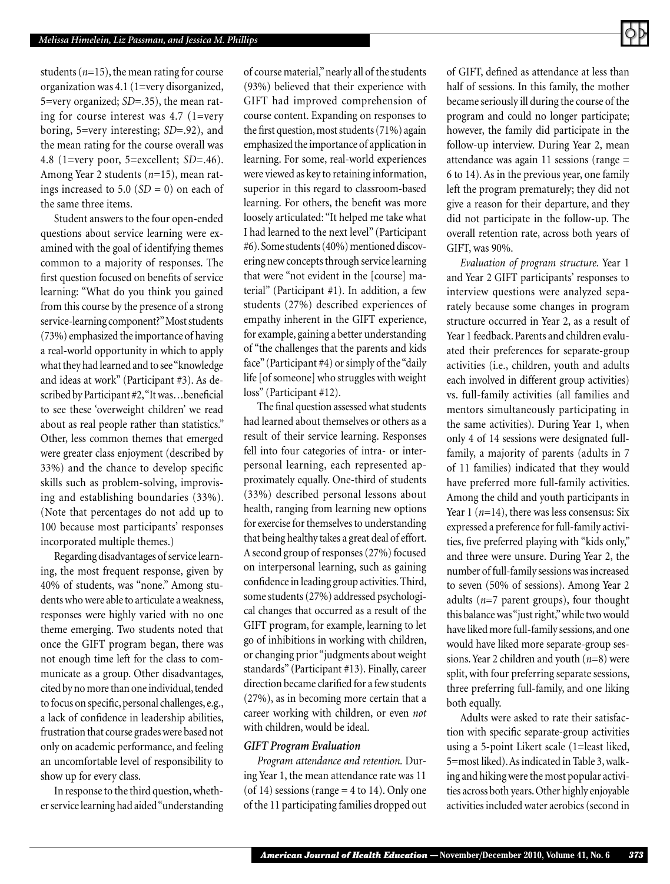students ($n$=15), the mean rating for course organization was 4.1 (1=very disorganized, 5=very organized; $SD$=.35), the mean rating for course interest was 4.7 (1=very boring, 5=very interesting; $SD$=.92), and the mean rating for the course overall was 4.8 (1=very poor, 5=excellent; $SD$=.46). Among Year 2 students ($n$=15), mean ratings increased to 5.0 ($SD$ = 0) on each of the same three items.

Student answers to the four open-ended questions about service learning were examined with the goal of identifying themes common to a majority of responses. The first question focused on benefits of service learning: "What do you think you gained from this course by the presence of a strong service-learning component?" Most students (73%) emphasized the importance of having a real-world opportunity in which to apply what they had learned and to see "knowledge and ideas at work" (Participant #3). As described by Participant #2, "It was…beneficial to see these 'overweight children' we read about as real people rather than statistics." Other, less common themes that emerged were greater class enjoyment (described by 33%) and the chance to develop specific skills such as problem-solving, improvising and establishing boundaries (33%). (Note that percentages do not add up to 100 because most participants' responses incorporated multiple themes.)

Regarding disadvantages of service learning, the most frequent response, given by 40% of students, was "none." Among students who were able to articulate a weakness, responses were highly varied with no one theme emerging. Two students noted that once the GIFT program began, there was not enough time left for the class to communicate as a group. Other disadvantages, cited by no more than one individual, tended to focus on specific, personal challenges, e.g., a lack of confidence in leadership abilities, frustration that course grades were based not only on academic performance, and feeling an uncomfortable level of responsibility to show up for every class.

In response to the third question, whether service learning had aided "understanding of course material," nearly all of the students (93%) believed that their experience with GIFT had improved comprehension of course content. Expanding on responses to the first question, most students (71%) again emphasized the importance of application in learning. For some, real-world experiences were viewed as key to retaining information, superior in this regard to classroom-based learning. For others, the benefit was more loosely articulated: "It helped me take what I had learned to the next level" (Participant #6). Some students (40%) mentioned discovering new concepts through service learning that were "not evident in the [course] material" (Participant #1). In addition, a few students (27%) described experiences of empathy inherent in the GIFT experience, for example, gaining a better understanding of "the challenges that the parents and kids face" (Participant #4) or simply of the "daily life [of someone] who struggles with weight loss" (Participant #12).

The final question assessed what students had learned about themselves or others as a result of their service learning. Responses fell into four categories of intra- or interpersonal learning, each represented approximately equally. One-third of students (33%) described personal lessons about health, ranging from learning new options for exercise for themselves to understanding that being healthy takes a great deal of effort. A second group of responses (27%) focused on interpersonal learning, such as gaining confidence in leading group activities. Third, some students (27%) addressed psychological changes that occurred as a result of the GIFT program, for example, learning to let go of inhibitions in working with children, or changing prior "judgments about weight standards" (Participant #13). Finally, career direction became clarified for a few students (27%), as in becoming more certain that a career working with children, or even *not* with children, would be ideal.

### GIFT Program Evaluation

*Program attendance and retention.* During Year 1, the mean attendance rate was 11 (of 14) sessions (range = 4 to 14). Only one of the 11 participating families dropped out of GIFT, defined as attendance at less than half of sessions. In this family, the mother became seriously ill during the course of the program and could no longer participate; however, the family did participate in the follow-up interview. During Year 2, mean attendance was again 11 sessions (range = 6 to 14). As in the previous year, one family left the program prematurely; they did not give a reason for their departure, and they did not participate in the follow-up. The overall retention rate, across both years of GIFT, was 90%.

*Evaluation of program structure.* Year 1 and Year 2 GIFT participants' responses to interview questions were analyzed separately because some changes in program structure occurred in Year 2, as a result of Year 1 feedback. Parents and children evaluated their preferences for separate-group activities (i.e., children, youth and adults each involved in different group activities) vs. full-family activities (all families and mentors simultaneously participating in the same activities). During Year 1, when only 4 of 14 sessions were designated full-family, a majority of parents (adults in 7 of 11 families) indicated that they would have preferred more full-family activities. Among the child and youth participants in Year 1 ($n$=14), there was less consensus: Six expressed a preference for full-family activities, five preferred playing with "kids only," and three were unsure. During Year 2, the number of full-family sessions was increased to seven (50% of sessions). Among Year 2 adults ($n$=7 parent groups), four thought this balance was "just right," while two would have liked more full-family sessions, and one would have liked more separate-group sessions. Year 2 children and youth ($n$=8) were split, with four preferring separate sessions, three preferring full-family, and one liking both equally.

Adults were asked to rate their satisfaction with specific separate-group activities using a 5-point Likert scale (1=least liked, 5=most liked). As indicated in Table 3, walking and hiking were the most popular activities across both years. Other highly enjoyable activities included water aerobics (second in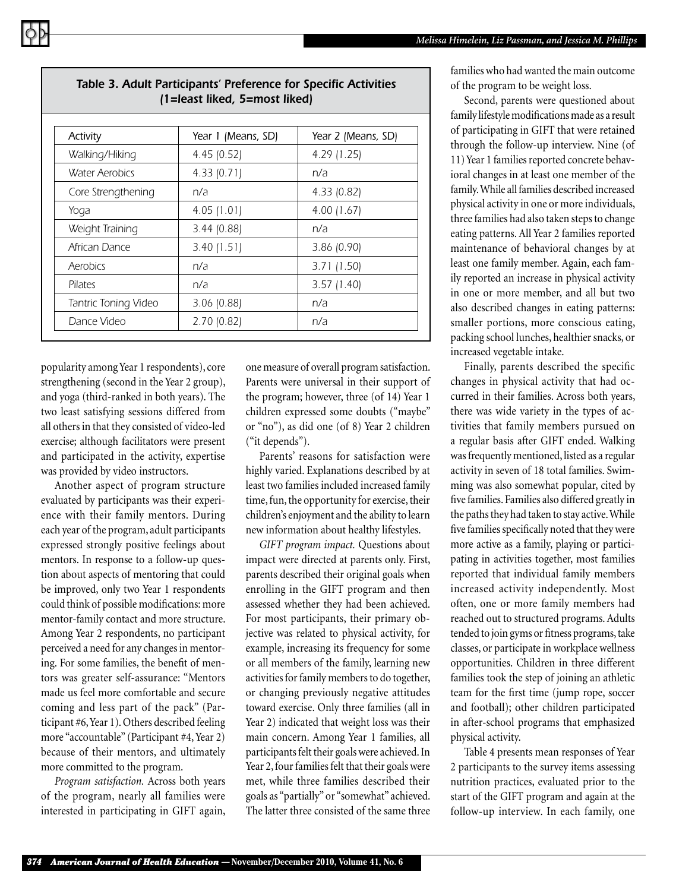**Table 3. Adult Participants' Preference for Specific Activities (1=least liked, 5=most liked)**

| Activity | Year 1 (Means, SD) | Year 2 (Means, SD) |
|---|---|---|
| Walking/Hiking | 4.45 (0.52) | 4.29 (1.25) |
| Water Aerobics | 4.33 (0.71) | n/a |
| Core Strengthening | n/a | 4.33 (0.82) |
| Yoga | 4.05 (1.01) | 4.00 (1.67) |
| Weight Training | 3.44 (0.88) | n/a |
| African Dance | 3.40 (1.51) | 3.86 (0.90) |
| Aerobics | n/a | 3.71 (1.50) |
| Pilates | n/a | 3.57 (1.40) |
| Tantric Toning Video | 3.06 (0.88) | n/a |
| Dance Video | 2.70 (0.82) | n/a |

popularity among Year 1 respondents), core strengthening (second in the Year 2 group), and yoga (third-ranked in both years). The two least satisfying sessions differed from all others in that they consisted of video-led exercise; although facilitators were present and participated in the activity, expertise was provided by video instructors.

Another aspect of program structure evaluated by participants was their experience with their family mentors. During each year of the program, adult participants expressed strongly positive feelings about mentors. In response to a follow-up question about aspects of mentoring that could be improved, only two Year 1 respondents could think of possible modifications: more mentor-family contact and more structure. Among Year 2 respondents, no participant perceived a need for any changes in mentoring. For some families, the benefit of mentors was greater self-assurance: "Mentors made us feel more comfortable and secure coming and less part of the pack" (Participant #6, Year 1). Others described feeling more "accountable" (Participant #4, Year 2) because of their mentors, and ultimately more committed to the program.

*Program satisfaction.* Across both years of the program, nearly all families were interested in participating in GIFT again, one measure of overall program satisfaction. Parents were universal in their support of the program; however, three (of 14) Year 1 children expressed some doubts ("maybe" or "no"), as did one (of 8) Year 2 children ("it depends").

Parents' reasons for satisfaction were highly varied. Explanations described by at least two families included increased family time, fun, the opportunity for exercise, their children's enjoyment and the ability to learn new information about healthy lifestyles.

*GIFT program impact.* Questions about impact were directed at parents only. First, parents described their original goals when enrolling in the GIFT program and then assessed whether they had been achieved. For most participants, their primary objective was related to physical activity, for example, increasing its frequency for some or all members of the family, learning new activities for family members to do together, or changing previously negative attitudes toward exercise. Only three families (all in Year 2) indicated that weight loss was their main concern. Among Year 1 families, all participants felt their goals were achieved. In Year 2, four families felt that their goals were met, while three families described their goals as "partially" or "somewhat" achieved. The latter three consisted of the same three families who had wanted the main outcome of the program to be weight loss.

Second, parents were questioned about family lifestyle modifications made as a result of participating in GIFT that were retained through the follow-up interview. Nine (of 11) Year 1 families reported concrete behavioral changes in at least one member of the family. While all families described increased physical activity in one or more individuals, three families had also taken steps to change eating patterns. All Year 2 families reported maintenance of behavioral changes by at least one family member. Again, each family reported an increase in physical activity in one or more member, and all but two also described changes in eating patterns: smaller portions, more conscious eating, packing school lunches, healthier snacks, or increased vegetable intake.

Finally, parents described the specific changes in physical activity that had occurred in their families. Across both years, there was wide variety in the types of activities that family members pursued on a regular basis after GIFT ended. Walking was frequently mentioned, listed as a regular activity in seven of 18 total families. Swimming was also somewhat popular, cited by five families. Families also differed greatly in the paths they had taken to stay active. While five families specifically noted that they were more active as a family, playing or participating in activities together, most families reported that individual family members increased activity independently. Most often, one or more family members had reached out to structured programs. Adults tended to join gyms or fitness programs, take classes, or participate in workplace wellness opportunities. Children in three different families took the step of joining an athletic team for the first time (jump rope, soccer and football); other children participated in after-school programs that emphasized physical activity.

Table 4 presents mean responses of Year 2 participants to the survey items assessing nutrition practices, evaluated prior to the start of the GIFT program and again at the follow-up interview. In each family, one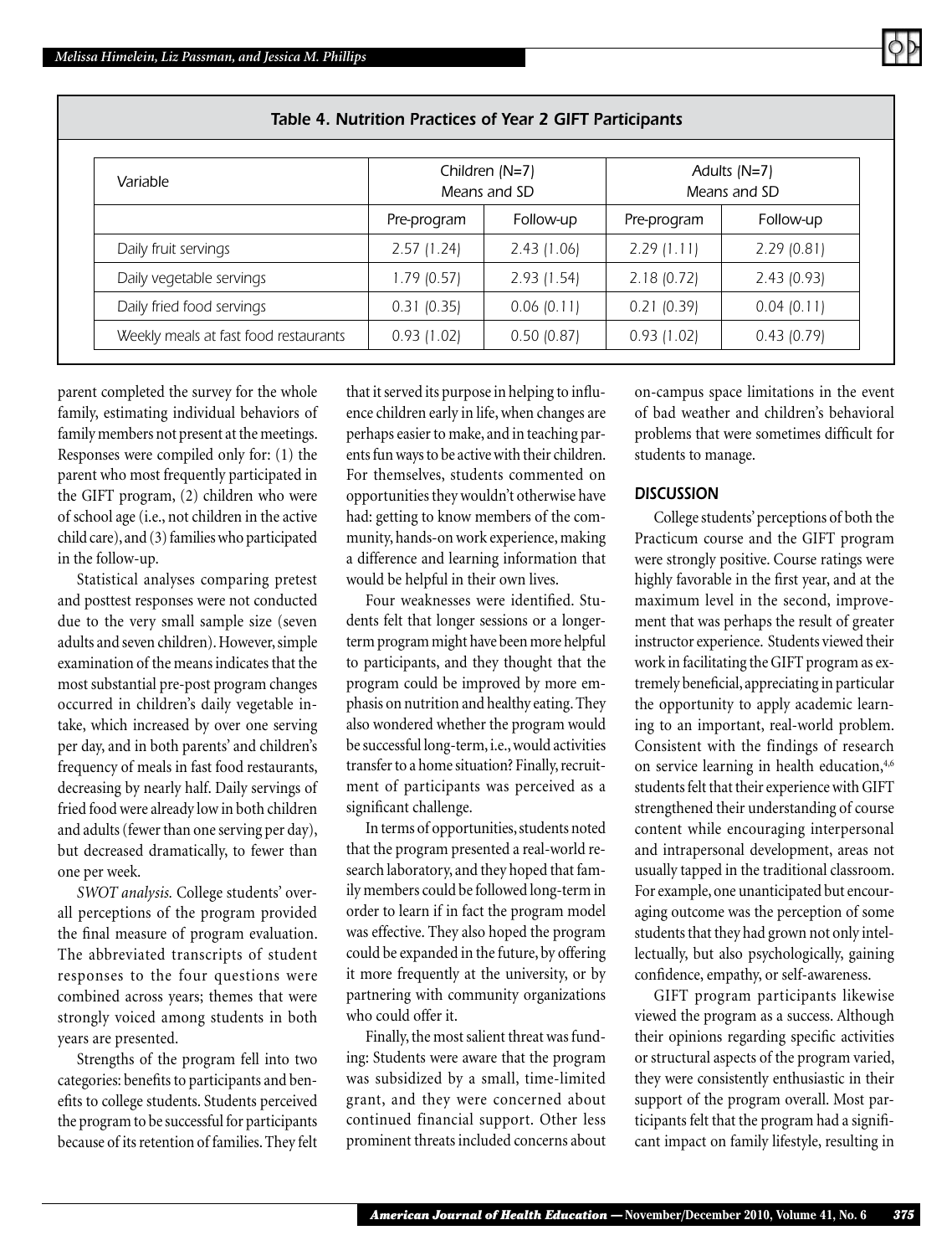**Table 4. Nutrition Practices of Year 2 GIFT Participants**

| Variable | Children (N=7) Means and SD | | Adults (N=7) Means and SD | |
|---|---|---|---|---|
| | Pre-program | Follow-up | Pre-program | Follow-up |
| Daily fruit servings | 2.57 (1.24) | 2.43 (1.06) | 2.29 (1.11) | 2.29 (0.81) |
| Daily vegetable servings | 1.79 (0.57) | 2.93 (1.54) | 2.18 (0.72) | 2.43 (0.93) |
| Daily fried food servings | 0.31 (0.35) | 0.06 (0.11) | 0.21 (0.39) | 0.04 (0.11) |
| Weekly meals at fast food restaurants | 0.93 (1.02) | 0.50 (0.87) | 0.93 (1.02) | 0.43 (0.79) |

parent completed the survey for the whole family, estimating individual behaviors of family members not present at the meetings. Responses were compiled only for: (1) the parent who most frequently participated in the GIFT program, (2) children who were of school age (i.e., not children in the active child care), and (3) families who participated in the follow-up.

Statistical analyses comparing pretest and posttest responses were not conducted due to the very small sample size (seven adults and seven children). However, simple examination of the means indicates that the most substantial pre-post program changes occurred in children's daily vegetable intake, which increased by over one serving per day, and in both parents' and children's frequency of meals in fast food restaurants, decreasing by nearly half. Daily servings of fried food were already low in both children and adults (fewer than one serving per day), but decreased dramatically, to fewer than one per week.

*SWOT analysis.* College students' overall perceptions of the program provided the final measure of program evaluation. The abbreviated transcripts of student responses to the four questions were combined across years; themes that were strongly voiced among students in both years are presented.

Strengths of the program fell into two categories: benefits to participants and benefits to college students. Students perceived the program to be successful for participants because of its retention of families. They felt that it served its purpose in helping to influence children early in life, when changes are perhaps easier to make, and in teaching parents fun ways to be active with their children. For themselves, students commented on opportunities they wouldn't otherwise have had: getting to know members of the community, hands-on work experience, making a difference and learning information that would be helpful in their own lives.

Four weaknesses were identified. Students felt that longer sessions or a longer-term program might have been more helpful to participants, and they thought that the program could be improved by more emphasis on nutrition and healthy eating. They also wondered whether the program would be successful long-term, i.e., would activities transfer to a home situation? Finally, recruitment of participants was perceived as a significant challenge.

In terms of opportunities, students noted that the program presented a real-world research laboratory, and they hoped that family members could be followed long-term in order to learn if in fact the program model was effective. They also hoped the program could be expanded in the future, by offering it more frequently at the university, or by partnering with community organizations who could offer it.

Finally, the most salient threat was funding: Students were aware that the program was subsidized by a small, time-limited grant, and they were concerned about continued financial support. Other less prominent threats included concerns about on-campus space limitations in the event of bad weather and children's behavioral problems that were sometimes difficult for students to manage.

## DISCUSSION

College students' perceptions of both the Practicum course and the GIFT program were strongly positive. Course ratings were highly favorable in the first year, and at the maximum level in the second, improvement that was perhaps the result of greater instructor experience. Students viewed their work in facilitating the GIFT program as extremely beneficial, appreciating in particular the opportunity to apply academic learning to an important, real-world problem. Consistent with the findings of research on service learning in health education,[4,6] students felt that their experience with GIFT strengthened their understanding of course content while encouraging interpersonal and intrapersonal development, areas not usually tapped in the traditional classroom. For example, one unanticipated but encouraging outcome was the perception of some students that they had grown not only intellectually, but also psychologically, gaining confidence, empathy, or self-awareness.

GIFT program participants likewise viewed the program as a success. Although their opinions regarding specific activities or structural aspects of the program varied, they were consistently enthusiastic in their support of the program overall. Most participants felt that the program had a significant impact on family lifestyle, resulting in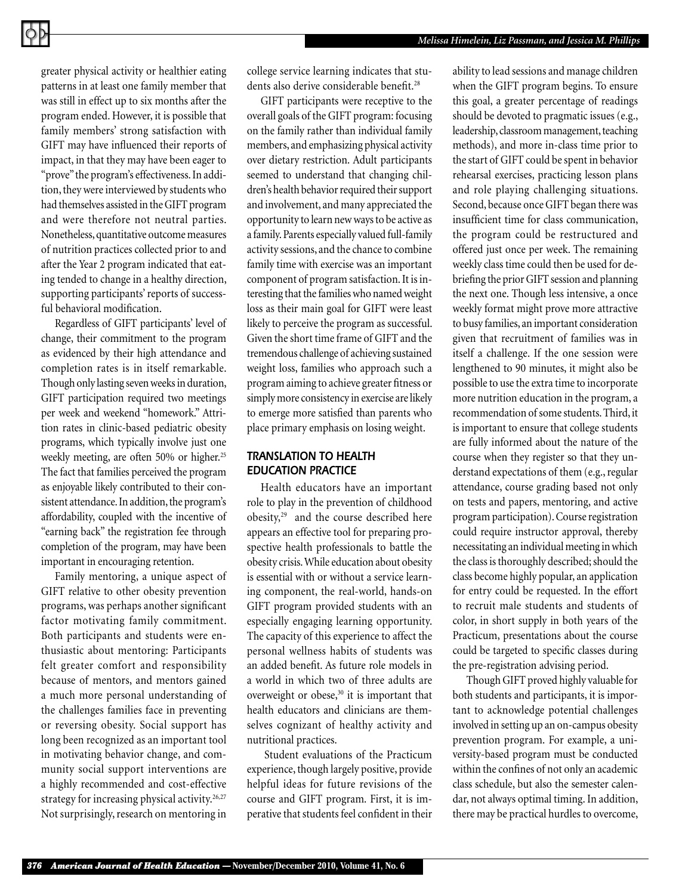greater physical activity or healthier eating patterns in at least one family member that was still in effect up to six months after the program ended. However, it is possible that family members' strong satisfaction with GIFT may have influenced their reports of impact, in that they may have been eager to "prove" the program's effectiveness. In addition, they were interviewed by students who had themselves assisted in the GIFT program and were therefore not neutral parties. Nonetheless, quantitative outcome measures of nutrition practices collected prior to and after the Year 2 program indicated that eating tended to change in a healthy direction, supporting participants' reports of successful behavioral modification.

Regardless of GIFT participants' level of change, their commitment to the program as evidenced by their high attendance and completion rates is in itself remarkable. Though only lasting seven weeks in duration, GIFT participation required two meetings per week and weekend "homework." Attrition rates in clinic-based pediatric obesity programs, which typically involve just one weekly meeting, are often 50% or higher.[25] The fact that families perceived the program as enjoyable likely contributed to their consistent attendance. In addition, the program's affordability, coupled with the incentive of "earning back" the registration fee through completion of the program, may have been important in encouraging retention.

Family mentoring, a unique aspect of GIFT relative to other obesity prevention programs, was perhaps another significant factor motivating family commitment. Both participants and students were enthusiastic about mentoring: Participants felt greater comfort and responsibility because of mentors, and mentors gained a much more personal understanding of the challenges families face in preventing or reversing obesity. Social support has long been recognized as an important tool in motivating behavior change, and community social support interventions are a highly recommended and cost-effective strategy for increasing physical activity.[26,27] Not surprisingly, research on mentoring in college service learning indicates that students also derive considerable benefit.[28]

GIFT participants were receptive to the overall goals of the GIFT program: focusing on the family rather than individual family members, and emphasizing physical activity over dietary restriction. Adult participants seemed to understand that changing children's health behavior required their support and involvement, and many appreciated the opportunity to learn new ways to be active as a family. Parents especially valued full-family activity sessions, and the chance to combine family time with exercise was an important component of program satisfaction. It is interesting that the families who named weight loss as their main goal for GIFT were least likely to perceive the program as successful. Given the short time frame of GIFT and the tremendous challenge of achieving sustained weight loss, families who approach such a program aiming to achieve greater fitness or simply more consistency in exercise are likely to emerge more satisfied than parents who place primary emphasis on losing weight.

## TRANSLATION TO HEALTH EDUCATION PRACTICE

Health educators have an important role to play in the prevention of childhood obesity,[29] and the course described here appears an effective tool for preparing prospective health professionals to battle the obesity crisis. While education about obesity is essential with or without a service learning component, the real-world, hands-on GIFT program provided students with an especially engaging learning opportunity. The capacity of this experience to affect the personal wellness habits of students was an added benefit. As future role models in a world in which two of three adults are overweight or obese,[30] it is important that health educators and clinicians are themselves cognizant of healthy activity and nutritional practices.

Student evaluations of the Practicum experience, though largely positive, provide helpful ideas for future revisions of the course and GIFT program. First, it is imperative that students feel confident in their ability to lead sessions and manage children when the GIFT program begins. To ensure this goal, a greater percentage of readings should be devoted to pragmatic issues (e.g., leadership, classroom management, teaching methods), and more in-class time prior to the start of GIFT could be spent in behavior rehearsal exercises, practicing lesson plans and role playing challenging situations. Second, because once GIFT began there was insufficient time for class communication, the program could be restructured and offered just once per week. The remaining weekly class time could then be used for debriefing the prior GIFT session and planning the next one. Though less intensive, a once weekly format might prove more attractive to busy families, an important consideration given that recruitment of families was in itself a challenge. If the one session were lengthened to 90 minutes, it might also be possible to use the extra time to incorporate more nutrition education in the program, a recommendation of some students. Third, it is important to ensure that college students are fully informed about the nature of the course when they register so that they understand expectations of them (e.g., regular attendance, course grading based not only on tests and papers, mentoring, and active program participation). Course registration could require instructor approval, thereby necessitating an individual meeting in which the class is thoroughly described; should the class become highly popular, an application for entry could be requested. In the effort to recruit male students and students of color, in short supply in both years of the Practicum, presentations about the course could be targeted to specific classes during the pre-registration advising period.

Though GIFT proved highly valuable for both students and participants, it is important to acknowledge potential challenges involved in setting up an on-campus obesity prevention program. For example, a university-based program must be conducted within the confines of not only an academic class schedule, but also the semester calendar, not always optimal timing. In addition, there may be practical hurdles to overcome,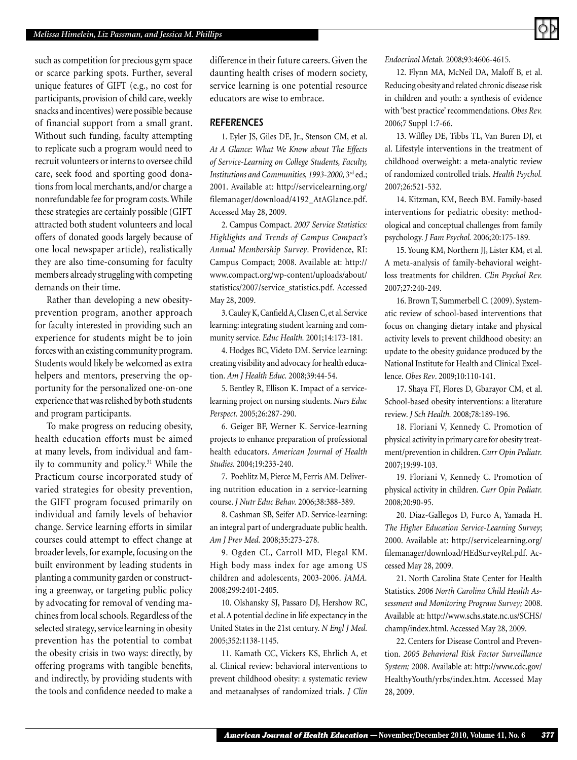such as competition for precious gym space or scarce parking spots. Further, several unique features of GIFT (e.g., no cost for participants, provision of child care, weekly snacks and incentives) were possible because of financial support from a small grant. Without such funding, faculty attempting to replicate such a program would need to recruit volunteers or interns to oversee child care, seek food and sporting good donations from local merchants, and/or charge a nonrefundable fee for program costs. While these strategies are certainly possible (GIFT attracted both student volunteers and local offers of donated goods largely because of one local newspaper article), realistically they are also time-consuming for faculty members already struggling with competing demands on their time.

Rather than developing a new obesity-prevention program, another approach for faculty interested in providing such an experience for students might be to join forces with an existing community program. Students would likely be welcomed as extra helpers and mentors, preserving the opportunity for the personalized one-on-one experience that was relished by both students and program participants.

To make progress on reducing obesity, health education efforts must be aimed at many levels, from individual and family to community and policy.[31] While the Practicum course incorporated study of varied strategies for obesity prevention, the GIFT program focused primarily on individual and family levels of behavior change. Service learning efforts in similar courses could attempt to effect change at broader levels, for example, focusing on the built environment by leading students in planting a community garden or constructing a greenway, or targeting public policy by advocating for removal of vending machines from local schools. Regardless of the selected strategy, service learning in obesity prevention has the potential to combat the obesity crisis in two ways: directly, by offering programs with tangible benefits, and indirectly, by providing students with the tools and confidence needed to make a difference in their future careers. Given the daunting health crises of modern society, service learning is one potential resource educators are wise to embrace.

## REFERENCES

1. Eyler JS, Giles DE, Jr., Stenson CM, et al. *At A Glance: What We Know about The Effects of Service-Learning on College Students, Faculty, Institutions and Communities, 1993-2000,* 3rd ed.; 2001. Available at: http://servicelearning.org/filemanager/download/4192_AtAGlance.pdf. Accessed May 28, 2009.

2. Campus Compact. *2007 Service Statistics: Highlights and Trends of Campus Compact's Annual Membership Survey*. Providence, RI: Campus Compact; 2008. Available at: http://www.compact.org/wp-content/uploads/about/statistics/2007/service_statistics.pdf. Accessed May 28, 2009.

3. Cauley K, Canfield A, Clasen C, et al. Service learning: integrating student learning and community service. *Educ Health.* 2001;14:173-181.

4. Hodges BC, Videto DM. Service learning: creating visibility and advocacy for health education. *Am J Health Educ.* 2008;39:44-54.

5. Bentley R, Ellison K. Impact of a service-learning project on nursing students. *Nurs Educ Perspect.* 2005;26:287-290.

6. Geiger BF, Werner K. Service-learning projects to enhance preparation of professional health educators. *American Journal of Health Studies.* 2004;19:233-240.

7. Poehlitz M, Pierce M, Ferris AM. Delivering nutrition education in a service-learning course. *J Nutr Educ Behav.* 2006;38:388-389.

8. Cashman SB, Seifer AD. Service-learning: an integral part of undergraduate public health. *Am J Prev Med.* 2008;35:273-278.

9. Ogden CL, Carroll MD, Flegal KM. High body mass index for age among US children and adolescents, 2003-2006. *JAMA.* 2008;299:2401-2405.

10. Olshansky SJ, Passaro DJ, Hershow RC, et al. A potential decline in life expectancy in the United States in the 21st century. *N Engl J Med.* 2005;352:1138-1145.

11. Kamath CC, Vickers KS, Ehrlich A, et al. Clinical review: behavioral interventions to prevent childhood obesity: a systematic review and metaanalyses of randomized trials. *J Clin Endocrinol Metab.* 2008;93:4606-4615.

12. Flynn MA, McNeil DA, Maloff B, et al. Reducing obesity and related chronic disease risk in children and youth: a synthesis of evidence with 'best practice' recommendations. *Obes Rev.* 2006;7 Suppl 1:7-66.

13. Wilfley DE, Tibbs TL, Van Buren DJ, et al. Lifestyle interventions in the treatment of childhood overweight: a meta-analytic review of randomized controlled trials. *Health Psychol.* 2007;26:521-532.

14. Kitzman, KM, Beech BM. Family-based interventions for pediatric obesity: methodological and conceptual challenges from family psychology. *J Fam Psychol.* 2006;20:175-189.

15. Young KM, Northern JJ, Lister KM, et al. A meta-analysis of family-behavioral weight-loss treatments for children. *Clin Psychol Rev.* 2007;27:240-249.

16. Brown T, Summerbell C. (2009). Systematic review of school-based interventions that focus on changing dietary intake and physical activity levels to prevent childhood obesity: an update to the obesity guidance produced by the National Institute for Health and Clinical Excellence. *Obes Rev*. 2009;10:110-141.

17. Shaya FT, Flores D, Gbarayor CM, et al. School-based obesity interventions: a literature review. *J Sch Health.* 2008;78:189-196.

18. Floriani V, Kennedy C. Promotion of physical activity in primary care for obesity treatment/prevention in children. *Curr Opin Pediatr.* 2007;19:99-103.

19. Floriani V, Kennedy C. Promotion of physical activity in children. *Curr Opin Pediatr.* 2008;20:90-95.

20. Diaz-Gallegos D, Furco A, Yamada H. *The Higher Education Service-Learning Survey*; 2000. Available at: http://servicelearning.org/filemanager/download/HEdSurveyRel.pdf. Accessed May 28, 2009.

21. North Carolina State Center for Health Statistics. *2006 North Carolina Child Health Assessment and Monitoring Program Survey;* 2008. Available at: http://www.schs.state.nc.us/SCHS/champ/index.html. Accessed May 28, 2009.

22. Centers for Disease Control and Prevention. *2005 Behavioral Risk Factor Surveillance System;* 2008. Available at: http://www.cdc.gov/HealthyYouth/yrbs/index.htm. Accessed May 28, 2009.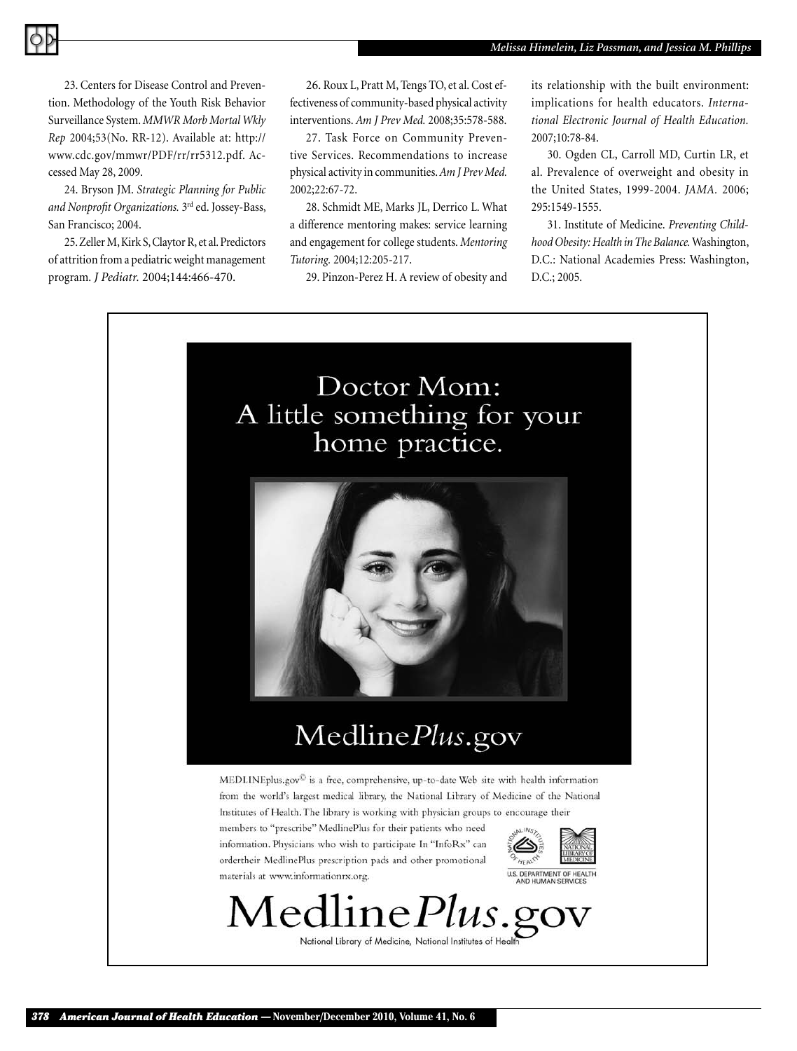23. Centers for Disease Control and Prevention. Methodology of the Youth Risk Behavior Surveillance System. *MMWR Morb Mortal Wkly Rep* 2004;53(No. RR-12). Available at: http://www.cdc.gov/mmwr/PDF/rr/rr5312.pdf. Accessed May 28, 2009.

24. Bryson JM. *Strategic Planning for Public and Nonprofit Organizations.* 3rd ed. Jossey-Bass, San Francisco; 2004.

25. Zeller M, Kirk S, Claytor R, et al. Predictors of attrition from a pediatric weight management program. *J Pediatr.* 2004;144:466-470.

26. Roux L, Pratt M, Tengs TO, et al. Cost effectiveness of community-based physical activity interventions. *Am J Prev Med.* 2008;35:578-588.

27. Task Force on Community Preventive Services. Recommendations to increase physical activity in communities. *Am J Prev Med.* 2002;22:67-72.

28. Schmidt ME, Marks JL, Derrico L. What a difference mentoring makes: service learning and engagement for college students. *Mentoring Tutoring.* 2004;12:205-217.

29. Pinzon-Perez H. A review of obesity and its relationship with the built environment: implications for health educators. *International Electronic Journal of Health Education.* 2007;10:78-84.

30. Ogden CL, Carroll MD, Curtin LR, et al. Prevalence of overweight and obesity in the United States, 1999-2004. *JAMA.* 2006;295:1549-1555.

31. Institute of Medicine. *Preventing Childhood Obesity: Health in The Balance.* Washington, D.C.: National Academies Press: Washington, D.C.; 2005.

Doctor Mom:
A little something for your home practice.

Medline*Plus*.gov

MEDLINEplus.gov© is a free, comprehensive, up-to-date Web site with health information from the world's largest medical library, the National Library of Medicine of the National Institutes of Health. The library is working with physician groups to encourage their members to "prescribe" MedlinePlus for their patients who need information. Physicians who wish to participate In "InfoRx" can ordertheir MedlinePlus prescription pads and other promotional materials at www.informationrx.org.

U.S. DEPARTMENT OF HEALTH AND HUMAN SERVICES

Medline*Plus*.gov

National Library of Medicine, National Institutes of Health